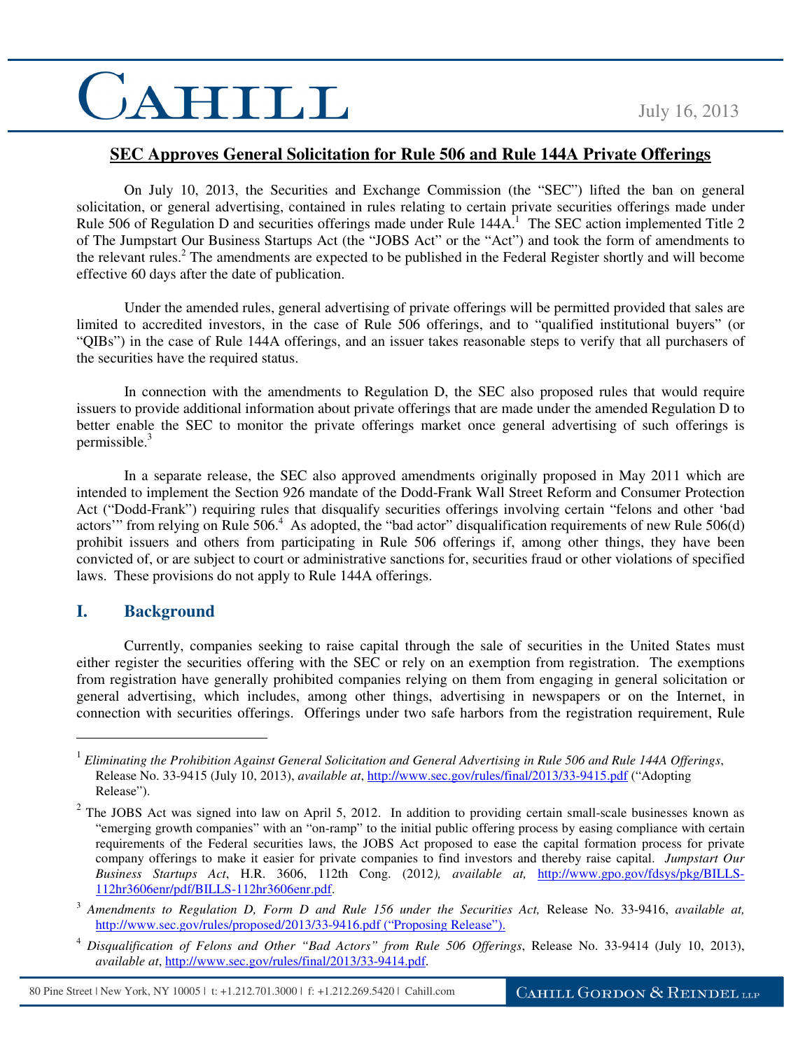July 16, 2013

# SEC Approves General Solicitation for Rule 506 and Rule 144A Private Offerings

On July 10, 2013, the Securities and Exchange Commission (the "SEC") lifted the ban on general solicitation, or general advertising, contained in rules relating to certain private securities offerings made under Rule 506 of Regulation D and securities offerings made under Rule 144A.[1] The SEC action implemented Title 2 of The Jumpstart Our Business Startups Act (the "JOBS Act" or the "Act") and took the form of amendments to the relevant rules.[2] The amendments are expected to be published in the Federal Register shortly and will become effective 60 days after the date of publication.

Under the amended rules, general advertising of private offerings will be permitted provided that sales are limited to accredited investors, in the case of Rule 506 offerings, and to "qualified institutional buyers" (or "QIBs") in the case of Rule 144A offerings, and an issuer takes reasonable steps to verify that all purchasers of the securities have the required status.

In connection with the amendments to Regulation D, the SEC also proposed rules that would require issuers to provide additional information about private offerings that are made under the amended Regulation D to better enable the SEC to monitor the private offerings market once general advertising of such offerings is permissible.[3]

In a separate release, the SEC also approved amendments originally proposed in May 2011 which are intended to implement the Section 926 mandate of the Dodd-Frank Wall Street Reform and Consumer Protection Act ("Dodd-Frank") requiring rules that disqualify securities offerings involving certain "felons and other 'bad actors'" from relying on Rule 506.[4] As adopted, the "bad actor" disqualification requirements of new Rule 506(d) prohibit issuers and others from participating in Rule 506 offerings if, among other things, they have been convicted of, or are subject to court or administrative sanctions for, securities fraud or other violations of specified laws. These provisions do not apply to Rule 144A offerings.

## I. Background

Currently, companies seeking to raise capital through the sale of securities in the United States must either register the securities offering with the SEC or rely on an exemption from registration. The exemptions from registration have generally prohibited companies relying on them from engaging in general solicitation or general advertising, which includes, among other things, advertising in newspapers or on the Internet, in connection with securities offerings. Offerings under two safe harbors from the registration requirement, Rule

---

[1] *Eliminating the Prohibition Against General Solicitation and General Advertising in Rule 506 and Rule 144A Offerings*, Release No. 33-9415 (July 10, 2013), *available at*, http://www.sec.gov/rules/final/2013/33-9415.pdf ("Adopting Release").

[2] The JOBS Act was signed into law on April 5, 2012. In addition to providing certain small-scale businesses known as "emerging growth companies" with an "on-ramp" to the initial public offering process by easing compliance with certain requirements of the Federal securities laws, the JOBS Act proposed to ease the capital formation process for private company offerings to make it easier for private companies to find investors and thereby raise capital. *Jumpstart Our Business Startups Act*, H.R. 3606, 112th Cong. (2012*), available at,* http://www.gpo.gov/fdsys/pkg/BILLS-112hr3606enr/pdf/BILLS-112hr3606enr.pdf.

[3] *Amendments to Regulation D, Form D and Rule 156 under the Securities Act,* Release No. 33-9416, *available at,* http://www.sec.gov/rules/proposed/2013/33-9416.pdf ("Proposing Release").

[4] *Disqualification of Felons and Other "Bad Actors" from Rule 506 Offerings*, Release No. 33-9414 (July 10, 2013), *available at*, http://www.sec.gov/rules/final/2013/33-9414.pdf.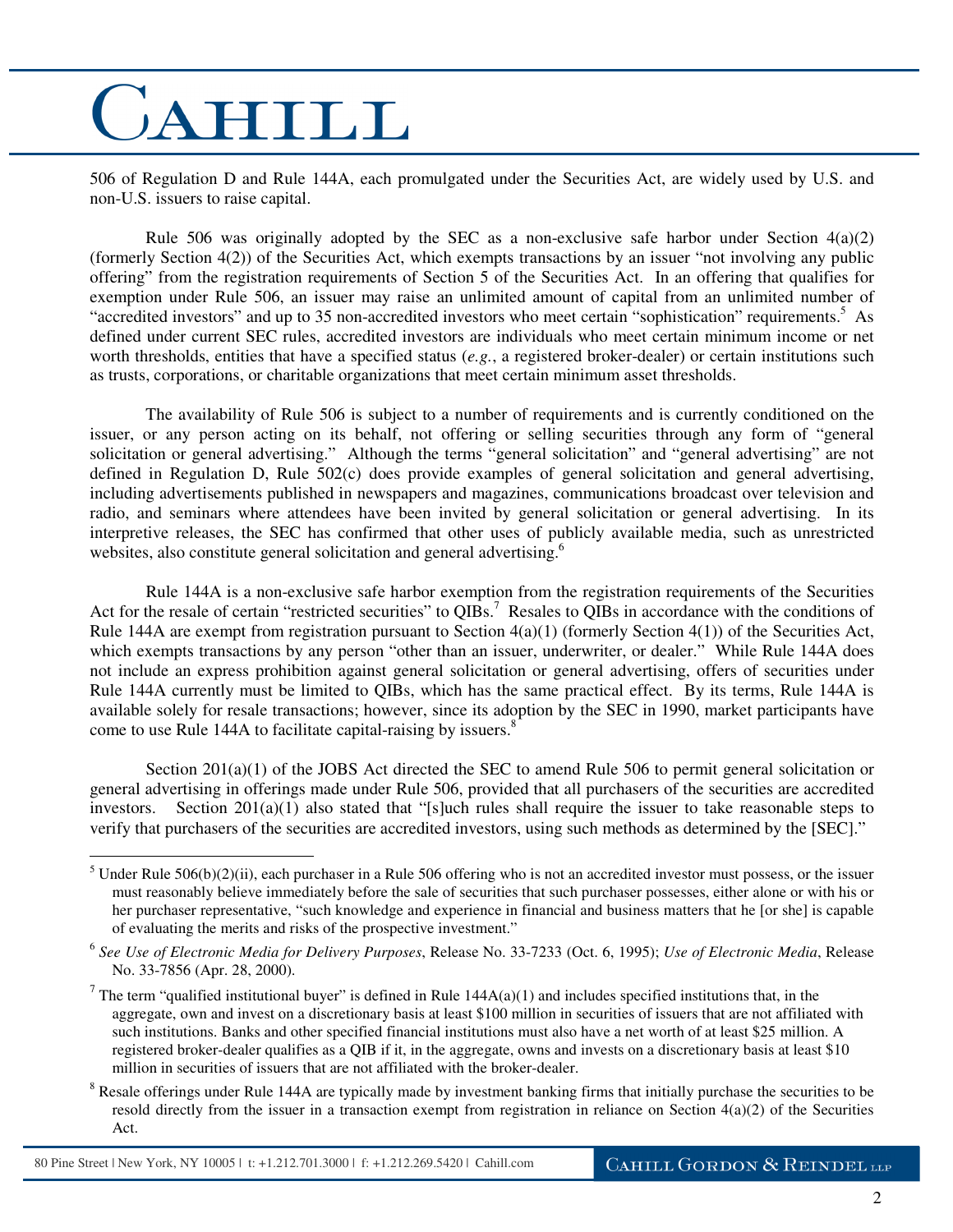506 of Regulation D and Rule 144A, each promulgated under the Securities Act, are widely used by U.S. and non-U.S. issuers to raise capital.

Rule 506 was originally adopted by the SEC as a non-exclusive safe harbor under Section 4(a)(2) (formerly Section 4(2)) of the Securities Act, which exempts transactions by an issuer "not involving any public offering" from the registration requirements of Section 5 of the Securities Act. In an offering that qualifies for exemption under Rule 506, an issuer may raise an unlimited amount of capital from an unlimited number of "accredited investors" and up to 35 non-accredited investors who meet certain "sophistication" requirements.[5] As defined under current SEC rules, accredited investors are individuals who meet certain minimum income or net worth thresholds, entities that have a specified status (*e.g.*, a registered broker-dealer) or certain institutions such as trusts, corporations, or charitable organizations that meet certain minimum asset thresholds.

The availability of Rule 506 is subject to a number of requirements and is currently conditioned on the issuer, or any person acting on its behalf, not offering or selling securities through any form of "general solicitation or general advertising." Although the terms "general solicitation" and "general advertising" are not defined in Regulation D, Rule 502(c) does provide examples of general solicitation and general advertising, including advertisements published in newspapers and magazines, communications broadcast over television and radio, and seminars where attendees have been invited by general solicitation or general advertising. In its interpretive releases, the SEC has confirmed that other uses of publicly available media, such as unrestricted websites, also constitute general solicitation and general advertising.[6]

Rule 144A is a non-exclusive safe harbor exemption from the registration requirements of the Securities Act for the resale of certain "restricted securities" to QIBs.[7] Resales to QIBs in accordance with the conditions of Rule 144A are exempt from registration pursuant to Section 4(a)(1) (formerly Section 4(1)) of the Securities Act, which exempts transactions by any person "other than an issuer, underwriter, or dealer." While Rule 144A does not include an express prohibition against general solicitation or general advertising, offers of securities under Rule 144A currently must be limited to QIBs, which has the same practical effect. By its terms, Rule 144A is available solely for resale transactions; however, since its adoption by the SEC in 1990, market participants have come to use Rule 144A to facilitate capital-raising by issuers.[8]

Section 201(a)(1) of the JOBS Act directed the SEC to amend Rule 506 to permit general solicitation or general advertising in offerings made under Rule 506, provided that all purchasers of the securities are accredited investors. Section 201(a)(1) also stated that "[s]uch rules shall require the issuer to take reasonable steps to verify that purchasers of the securities are accredited investors, using such methods as determined by the [SEC]."

---

[5] Under Rule 506(b)(2)(ii), each purchaser in a Rule 506 offering who is not an accredited investor must possess, or the issuer must reasonably believe immediately before the sale of securities that such purchaser possesses, either alone or with his or her purchaser representative, "such knowledge and experience in financial and business matters that he [or she] is capable of evaluating the merits and risks of the prospective investment."

[6] *See Use of Electronic Media for Delivery Purposes*, Release No. 33-7233 (Oct. 6, 1995); *Use of Electronic Media*, Release No. 33-7856 (Apr. 28, 2000).

[7] The term "qualified institutional buyer" is defined in Rule 144A(a)(1) and includes specified institutions that, in the aggregate, own and invest on a discretionary basis at least $100 million in securities of issuers that are not affiliated with such institutions. Banks and other specified financial institutions must also have a net worth of at least $25 million. A registered broker-dealer qualifies as a QIB if it, in the aggregate, owns and invests on a discretionary basis at least $10 million in securities of issuers that are not affiliated with the broker-dealer.

[8] Resale offerings under Rule 144A are typically made by investment banking firms that initially purchase the securities to be resold directly from the issuer in a transaction exempt from registration in reliance on Section 4(a)(2) of the Securities Act.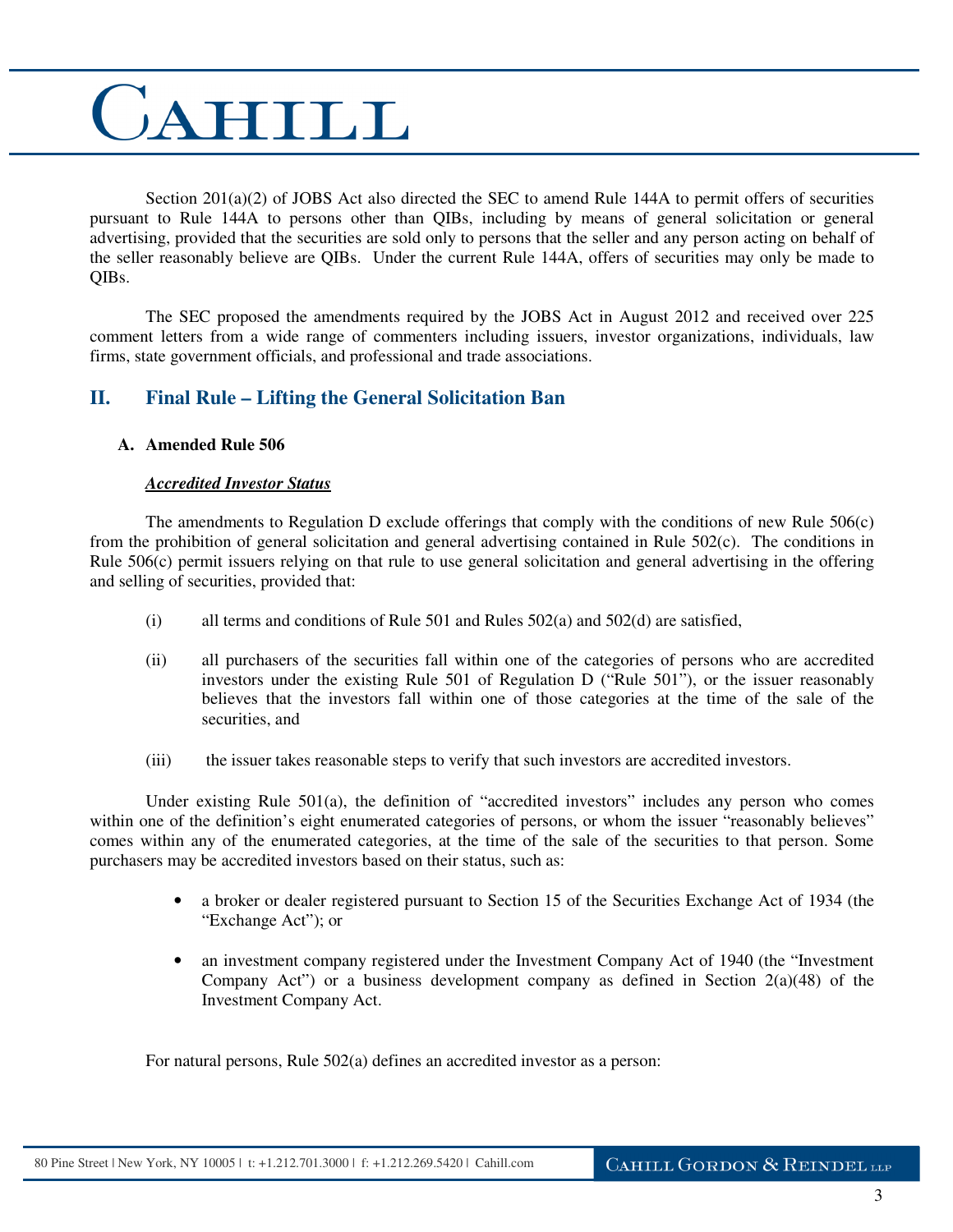Section 201(a)(2) of JOBS Act also directed the SEC to amend Rule 144A to permit offers of securities pursuant to Rule 144A to persons other than QIBs, including by means of general solicitation or general advertising, provided that the securities are sold only to persons that the seller and any person acting on behalf of the seller reasonably believe are QIBs. Under the current Rule 144A, offers of securities may only be made to QIBs.

The SEC proposed the amendments required by the JOBS Act in August 2012 and received over 225 comment letters from a wide range of commenters including issuers, investor organizations, individuals, law firms, state government officials, and professional and trade associations.

## II. Final Rule – Lifting the General Solicitation Ban

### A. Amended Rule 506

***Accredited Investor Status***

The amendments to Regulation D exclude offerings that comply with the conditions of new Rule 506(c) from the prohibition of general solicitation and general advertising contained in Rule 502(c). The conditions in Rule 506(c) permit issuers relying on that rule to use general solicitation and general advertising in the offering and selling of securities, provided that:

(i) all terms and conditions of Rule 501 and Rules 502(a) and 502(d) are satisfied,

(ii) all purchasers of the securities fall within one of the categories of persons who are accredited investors under the existing Rule 501 of Regulation D ("Rule 501"), or the issuer reasonably believes that the investors fall within one of those categories at the time of the sale of the securities, and

(iii) the issuer takes reasonable steps to verify that such investors are accredited investors.

Under existing Rule 501(a), the definition of "accredited investors" includes any person who comes within one of the definition's eight enumerated categories of persons, or whom the issuer "reasonably believes" comes within any of the enumerated categories, at the time of the sale of the securities to that person. Some purchasers may be accredited investors based on their status, such as:

- a broker or dealer registered pursuant to Section 15 of the Securities Exchange Act of 1934 (the "Exchange Act"); or
- an investment company registered under the Investment Company Act of 1940 (the "Investment Company Act") or a business development company as defined in Section 2(a)(48) of the Investment Company Act.

For natural persons, Rule 502(a) defines an accredited investor as a person: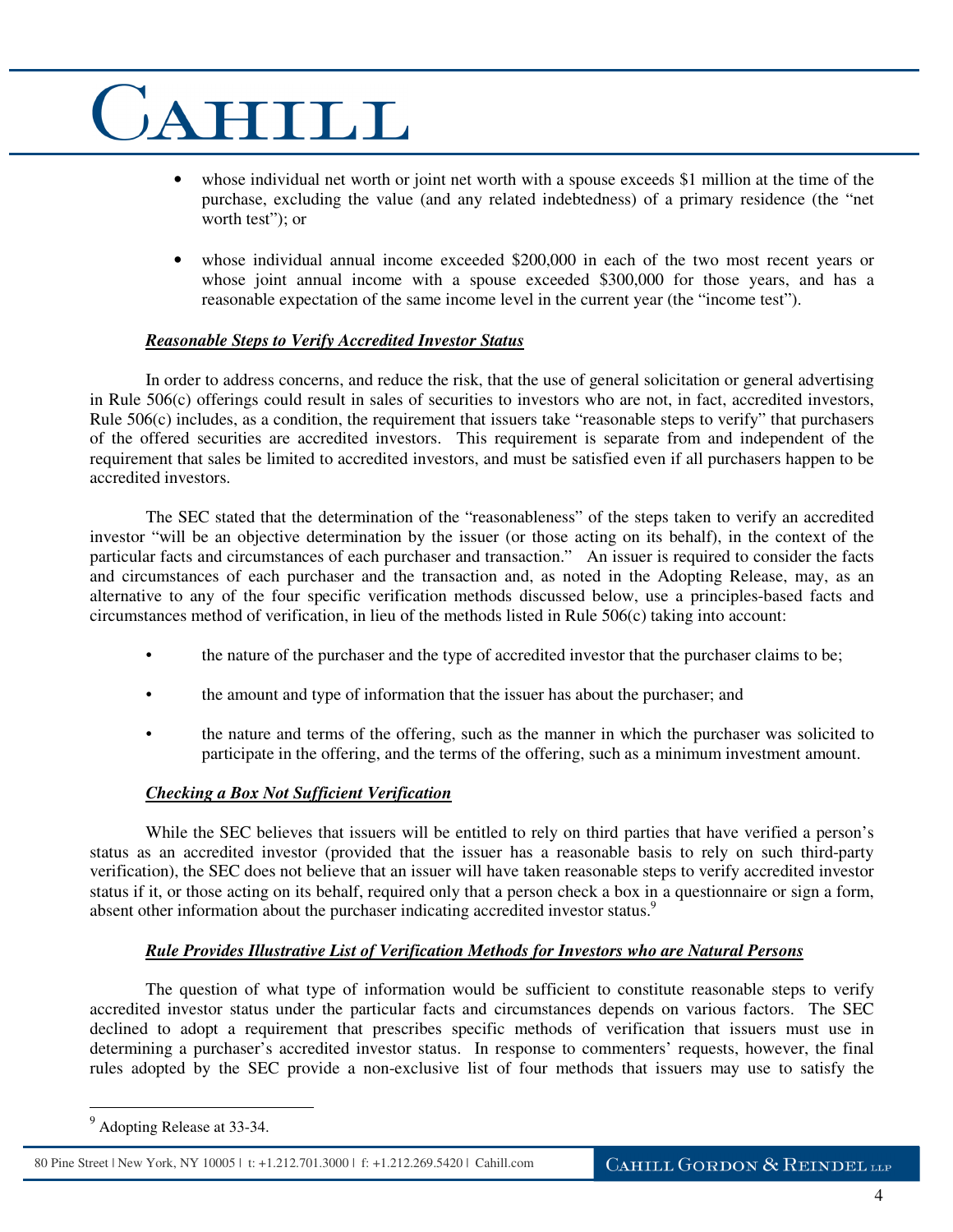- whose individual net worth or joint net worth with a spouse exceeds $1 million at the time of the purchase, excluding the value (and any related indebtedness) of a primary residence (the "net worth test"); or

- whose individual annual income exceeded $200,000 in each of the two most recent years or whose joint annual income with a spouse exceeded $300,000 for those years, and has a reasonable expectation of the same income level in the current year (the "income test").

***Reasonable Steps to Verify Accredited Investor Status***

In order to address concerns, and reduce the risk, that the use of general solicitation or general advertising in Rule 506(c) offerings could result in sales of securities to investors who are not, in fact, accredited investors, Rule 506(c) includes, as a condition, the requirement that issuers take "reasonable steps to verify" that purchasers of the offered securities are accredited investors. This requirement is separate from and independent of the requirement that sales be limited to accredited investors, and must be satisfied even if all purchasers happen to be accredited investors.

The SEC stated that the determination of the "reasonableness" of the steps taken to verify an accredited investor "will be an objective determination by the issuer (or those acting on its behalf), in the context of the particular facts and circumstances of each purchaser and transaction." An issuer is required to consider the facts and circumstances of each purchaser and the transaction and, as noted in the Adopting Release, may, as an alternative to any of the four specific verification methods discussed below, use a principles-based facts and circumstances method of verification, in lieu of the methods listed in Rule 506(c) taking into account:

- the nature of the purchaser and the type of accredited investor that the purchaser claims to be;

- the amount and type of information that the issuer has about the purchaser; and

- the nature and terms of the offering, such as the manner in which the purchaser was solicited to participate in the offering, and the terms of the offering, such as a minimum investment amount.

***Checking a Box Not Sufficient Verification***

While the SEC believes that issuers will be entitled to rely on third parties that have verified a person's status as an accredited investor (provided that the issuer has a reasonable basis to rely on such third-party verification), the SEC does not believe that an issuer will have taken reasonable steps to verify accredited investor status if it, or those acting on its behalf, required only that a person check a box in a questionnaire or sign a form, absent other information about the purchaser indicating accredited investor status.[9]

***Rule Provides Illustrative List of Verification Methods for Investors who are Natural Persons***

The question of what type of information would be sufficient to constitute reasonable steps to verify accredited investor status under the particular facts and circumstances depends on various factors. The SEC declined to adopt a requirement that prescribes specific methods of verification that issuers must use in determining a purchaser's accredited investor status. In response to commenters' requests, however, the final rules adopted by the SEC provide a non-exclusive list of four methods that issuers may use to satisfy the

---

[9] Adopting Release at 33-34.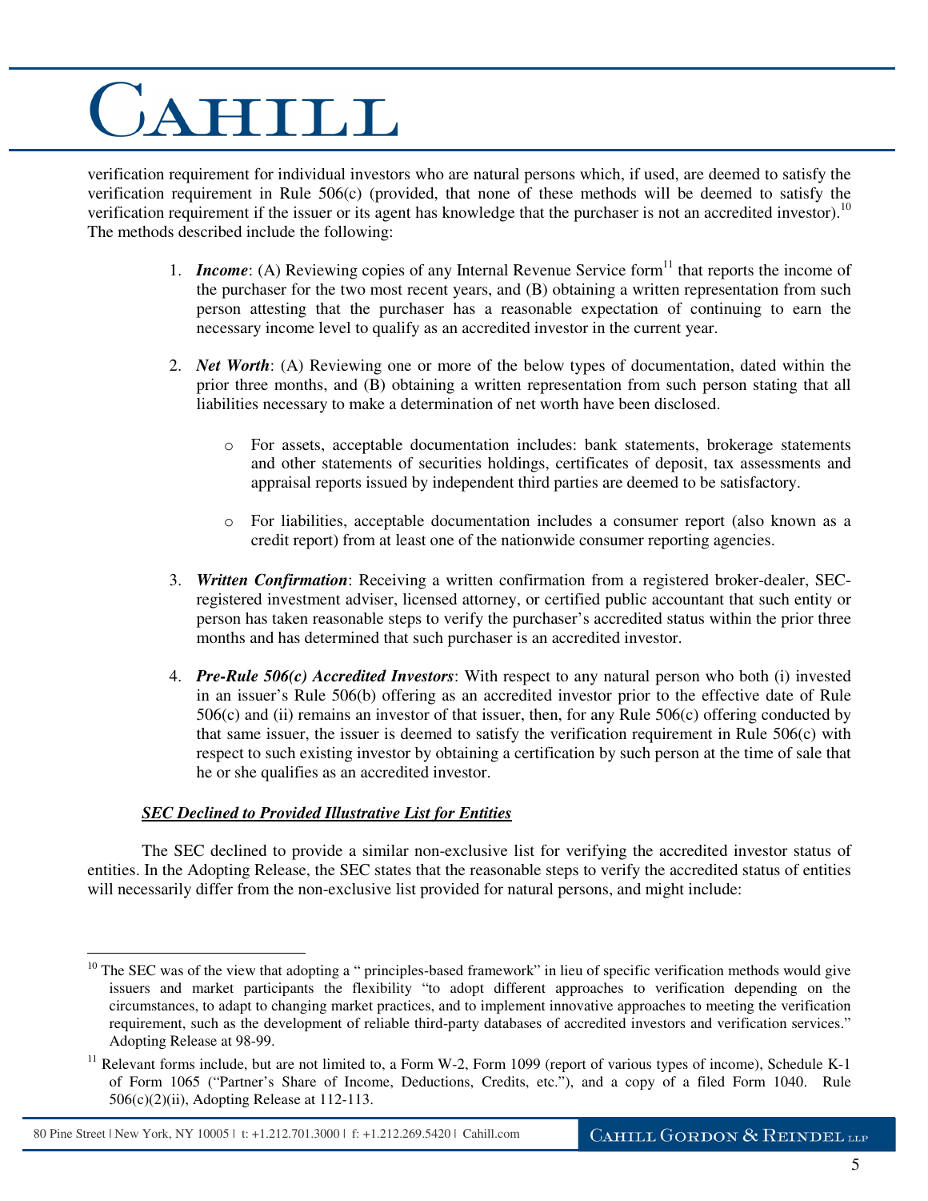verification requirement for individual investors who are natural persons which, if used, are deemed to satisfy the verification requirement in Rule 506(c) (provided, that none of these methods will be deemed to satisfy the verification requirement if the issuer or its agent has knowledge that the purchaser is not an accredited investor).[10] The methods described include the following:

1. ***Income***: (A) Reviewing copies of any Internal Revenue Service form[11] that reports the income of the purchaser for the two most recent years, and (B) obtaining a written representation from such person attesting that the purchaser has a reasonable expectation of continuing to earn the necessary income level to qualify as an accredited investor in the current year.

2. ***Net Worth***: (A) Reviewing one or more of the below types of documentation, dated within the prior three months, and (B) obtaining a written representation from such person stating that all liabilities necessary to make a determination of net worth have been disclosed.

   - For assets, acceptable documentation includes: bank statements, brokerage statements and other statements of securities holdings, certificates of deposit, tax assessments and appraisal reports issued by independent third parties are deemed to be satisfactory.

   - For liabilities, acceptable documentation includes a consumer report (also known as a credit report) from at least one of the nationwide consumer reporting agencies.

3. ***Written Confirmation***: Receiving a written confirmation from a registered broker-dealer, SEC-registered investment adviser, licensed attorney, or certified public accountant that such entity or person has taken reasonable steps to verify the purchaser's accredited status within the prior three months and has determined that such purchaser is an accredited investor.

4. ***Pre-Rule 506(c) Accredited Investors***: With respect to any natural person who both (i) invested in an issuer's Rule 506(b) offering as an accredited investor prior to the effective date of Rule 506(c) and (ii) remains an investor of that issuer, then, for any Rule 506(c) offering conducted by that same issuer, the issuer is deemed to satisfy the verification requirement in Rule 506(c) with respect to such existing investor by obtaining a certification by such person at the time of sale that he or she qualifies as an accredited investor.

***<u>SEC Declined to Provided Illustrative List for Entities</u>***

The SEC declined to provide a similar non-exclusive list for verifying the accredited investor status of entities. In the Adopting Release, the SEC states that the reasonable steps to verify the accredited status of entities will necessarily differ from the non-exclusive list provided for natural persons, and might include:

---

[10] The SEC was of the view that adopting a " principles-based framework" in lieu of specific verification methods would give issuers and market participants the flexibility "to adopt different approaches to verification depending on the circumstances, to adapt to changing market practices, and to implement innovative approaches to meeting the verification requirement, such as the development of reliable third-party databases of accredited investors and verification services." Adopting Release at 98-99.

[11] Relevant forms include, but are not limited to, a Form W-2, Form 1099 (report of various types of income), Schedule K-1 of Form 1065 ("Partner's Share of Income, Deductions, Credits, etc."), and a copy of a filed Form 1040. Rule 506(c)(2)(ii), Adopting Release at 112-113.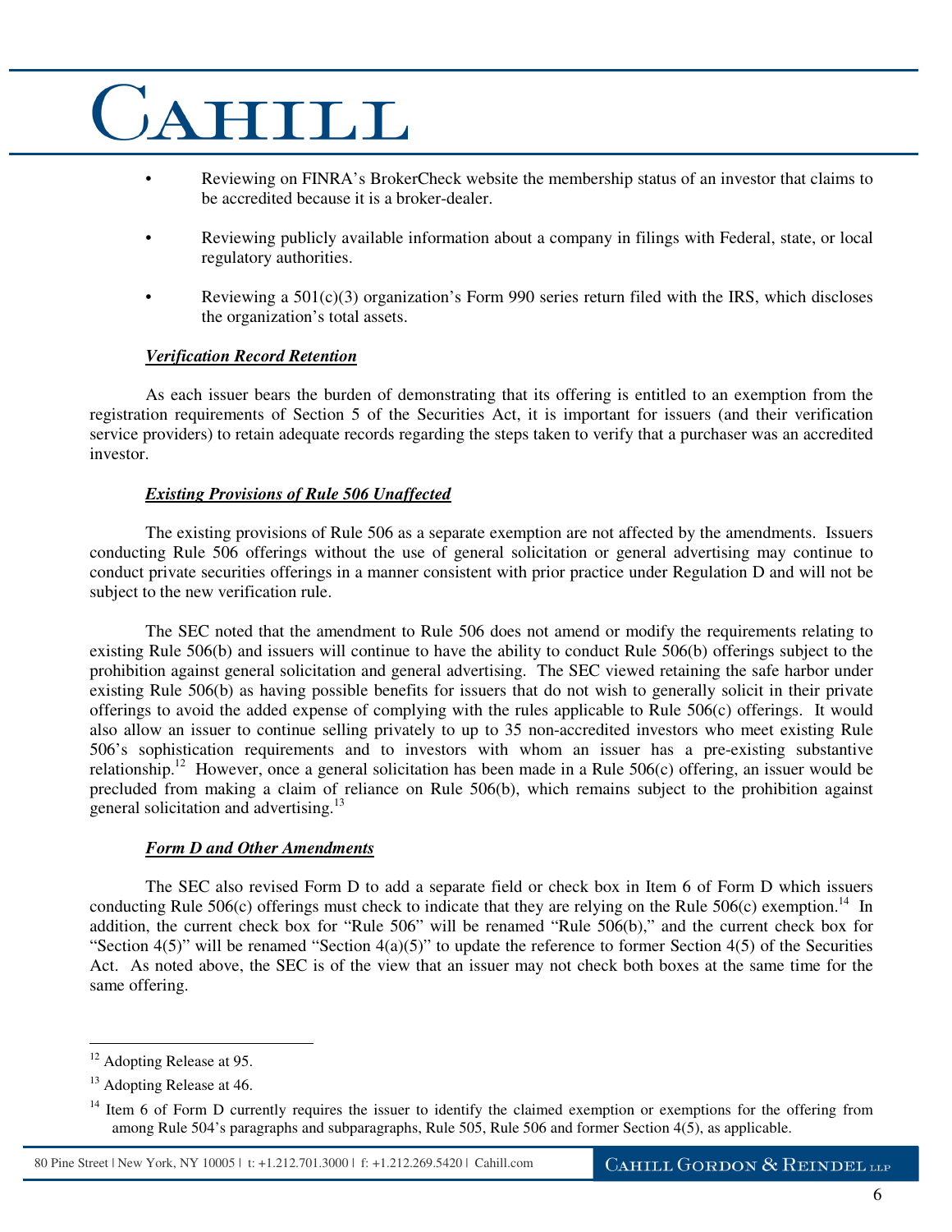- Reviewing on FINRA's BrokerCheck website the membership status of an investor that claims to be accredited because it is a broker-dealer.
- Reviewing publicly available information about a company in filings with Federal, state, or local regulatory authorities.
- Reviewing a 501(c)(3) organization's Form 990 series return filed with the IRS, which discloses the organization's total assets.

***Verification Record Retention***

As each issuer bears the burden of demonstrating that its offering is entitled to an exemption from the registration requirements of Section 5 of the Securities Act, it is important for issuers (and their verification service providers) to retain adequate records regarding the steps taken to verify that a purchaser was an accredited investor.

***Existing Provisions of Rule 506 Unaffected***

The existing provisions of Rule 506 as a separate exemption are not affected by the amendments. Issuers conducting Rule 506 offerings without the use of general solicitation or general advertising may continue to conduct private securities offerings in a manner consistent with prior practice under Regulation D and will not be subject to the new verification rule.

The SEC noted that the amendment to Rule 506 does not amend or modify the requirements relating to existing Rule 506(b) and issuers will continue to have the ability to conduct Rule 506(b) offerings subject to the prohibition against general solicitation and general advertising. The SEC viewed retaining the safe harbor under existing Rule 506(b) as having possible benefits for issuers that do not wish to generally solicit in their private offerings to avoid the added expense of complying with the rules applicable to Rule 506(c) offerings. It would also allow an issuer to continue selling privately to up to 35 non-accredited investors who meet existing Rule 506's sophistication requirements and to investors with whom an issuer has a pre-existing substantive relationship.[12] However, once a general solicitation has been made in a Rule 506(c) offering, an issuer would be precluded from making a claim of reliance on Rule 506(b), which remains subject to the prohibition against general solicitation and advertising.[13]

***Form D and Other Amendments***

The SEC also revised Form D to add a separate field or check box in Item 6 of Form D which issuers conducting Rule 506(c) offerings must check to indicate that they are relying on the Rule 506(c) exemption.[14] In addition, the current check box for "Rule 506" will be renamed "Rule 506(b)," and the current check box for "Section 4(5)" will be renamed "Section 4(a)(5)" to update the reference to former Section 4(5) of the Securities Act. As noted above, the SEC is of the view that an issuer may not check both boxes at the same time for the same offering.

---

[12] Adopting Release at 95.

[13] Adopting Release at 46.

[14] Item 6 of Form D currently requires the issuer to identify the claimed exemption or exemptions for the offering from among Rule 504's paragraphs and subparagraphs, Rule 505, Rule 506 and former Section 4(5), as applicable.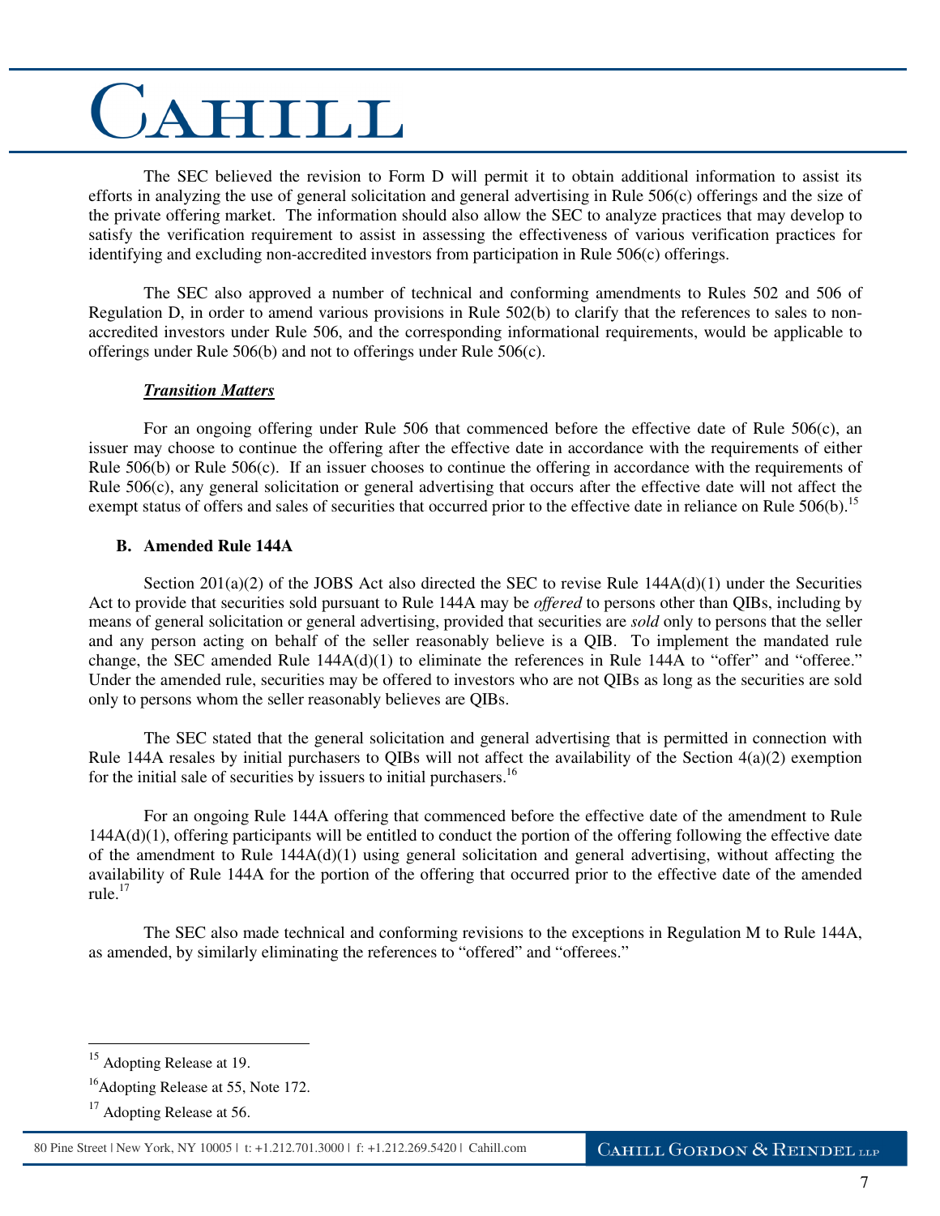The SEC believed the revision to Form D will permit it to obtain additional information to assist its efforts in analyzing the use of general solicitation and general advertising in Rule 506(c) offerings and the size of the private offering market. The information should also allow the SEC to analyze practices that may develop to satisfy the verification requirement to assist in assessing the effectiveness of various verification practices for identifying and excluding non-accredited investors from participation in Rule 506(c) offerings.

The SEC also approved a number of technical and conforming amendments to Rules 502 and 506 of Regulation D, in order to amend various provisions in Rule 502(b) to clarify that the references to sales to non-accredited investors under Rule 506, and the corresponding informational requirements, would be applicable to offerings under Rule 506(b) and not to offerings under Rule 506(c).

***Transition Matters***

For an ongoing offering under Rule 506 that commenced before the effective date of Rule 506(c), an issuer may choose to continue the offering after the effective date in accordance with the requirements of either Rule 506(b) or Rule 506(c). If an issuer chooses to continue the offering in accordance with the requirements of Rule 506(c), any general solicitation or general advertising that occurs after the effective date will not affect the exempt status of offers and sales of securities that occurred prior to the effective date in reliance on Rule 506(b).[15]

### B. Amended Rule 144A

Section 201(a)(2) of the JOBS Act also directed the SEC to revise Rule 144A(d)(1) under the Securities Act to provide that securities sold pursuant to Rule 144A may be *offered* to persons other than QIBs, including by means of general solicitation or general advertising, provided that securities are *sold* only to persons that the seller and any person acting on behalf of the seller reasonably believe is a QIB. To implement the mandated rule change, the SEC amended Rule 144A(d)(1) to eliminate the references in Rule 144A to "offer" and "offeree." Under the amended rule, securities may be offered to investors who are not QIBs as long as the securities are sold only to persons whom the seller reasonably believes are QIBs.

The SEC stated that the general solicitation and general advertising that is permitted in connection with Rule 144A resales by initial purchasers to QIBs will not affect the availability of the Section 4(a)(2) exemption for the initial sale of securities by issuers to initial purchasers.[16]

For an ongoing Rule 144A offering that commenced before the effective date of the amendment to Rule 144A(d)(1), offering participants will be entitled to conduct the portion of the offering following the effective date of the amendment to Rule 144A(d)(1) using general solicitation and general advertising, without affecting the availability of Rule 144A for the portion of the offering that occurred prior to the effective date of the amended rule.[17]

The SEC also made technical and conforming revisions to the exceptions in Regulation M to Rule 144A, as amended, by similarly eliminating the references to "offered" and "offerees."

---

[15] Adopting Release at 19.

[16] Adopting Release at 55, Note 172.

[17] Adopting Release at 56.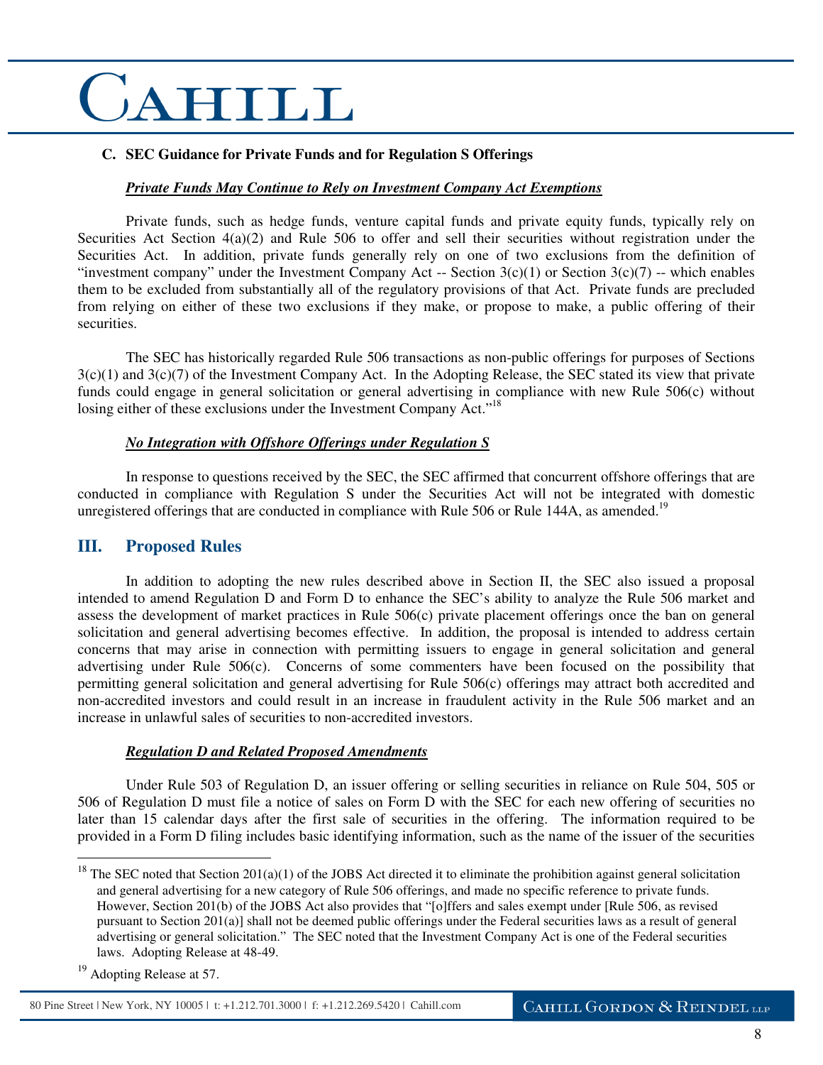### C. SEC Guidance for Private Funds and for Regulation S Offerings

***Private Funds May Continue to Rely on Investment Company Act Exemptions***

Private funds, such as hedge funds, venture capital funds and private equity funds, typically rely on Securities Act Section 4(a)(2) and Rule 506 to offer and sell their securities without registration under the Securities Act. In addition, private funds generally rely on one of two exclusions from the definition of "investment company" under the Investment Company Act -- Section 3(c)(1) or Section 3(c)(7) -- which enables them to be excluded from substantially all of the regulatory provisions of that Act. Private funds are precluded from relying on either of these two exclusions if they make, or propose to make, a public offering of their securities.

The SEC has historically regarded Rule 506 transactions as non-public offerings for purposes of Sections 3(c)(1) and 3(c)(7) of the Investment Company Act. In the Adopting Release, the SEC stated its view that private funds could engage in general solicitation or general advertising in compliance with new Rule 506(c) without losing either of these exclusions under the Investment Company Act."[18]

***No Integration with Offshore Offerings under Regulation S***

In response to questions received by the SEC, the SEC affirmed that concurrent offshore offerings that are conducted in compliance with Regulation S under the Securities Act will not be integrated with domestic unregistered offerings that are conducted in compliance with Rule 506 or Rule 144A, as amended.[19]

## III. Proposed Rules

In addition to adopting the new rules described above in Section II, the SEC also issued a proposal intended to amend Regulation D and Form D to enhance the SEC's ability to analyze the Rule 506 market and assess the development of market practices in Rule 506(c) private placement offerings once the ban on general solicitation and general advertising becomes effective. In addition, the proposal is intended to address certain concerns that may arise in connection with permitting issuers to engage in general solicitation and general advertising under Rule 506(c). Concerns of some commenters have been focused on the possibility that permitting general solicitation and general advertising for Rule 506(c) offerings may attract both accredited and non-accredited investors and could result in an increase in fraudulent activity in the Rule 506 market and an increase in unlawful sales of securities to non-accredited investors.

***Regulation D and Related Proposed Amendments***

Under Rule 503 of Regulation D, an issuer offering or selling securities in reliance on Rule 504, 505 or 506 of Regulation D must file a notice of sales on Form D with the SEC for each new offering of securities no later than 15 calendar days after the first sale of securities in the offering. The information required to be provided in a Form D filing includes basic identifying information, such as the name of the issuer of the securities

---

[18] The SEC noted that Section 201(a)(1) of the JOBS Act directed it to eliminate the prohibition against general solicitation and general advertising for a new category of Rule 506 offerings, and made no specific reference to private funds. However, Section 201(b) of the JOBS Act also provides that "[o]ffers and sales exempt under [Rule 506, as revised pursuant to Section 201(a)] shall not be deemed public offerings under the Federal securities laws as a result of general advertising or general solicitation." The SEC noted that the Investment Company Act is one of the Federal securities laws. Adopting Release at 48-49.

[19] Adopting Release at 57.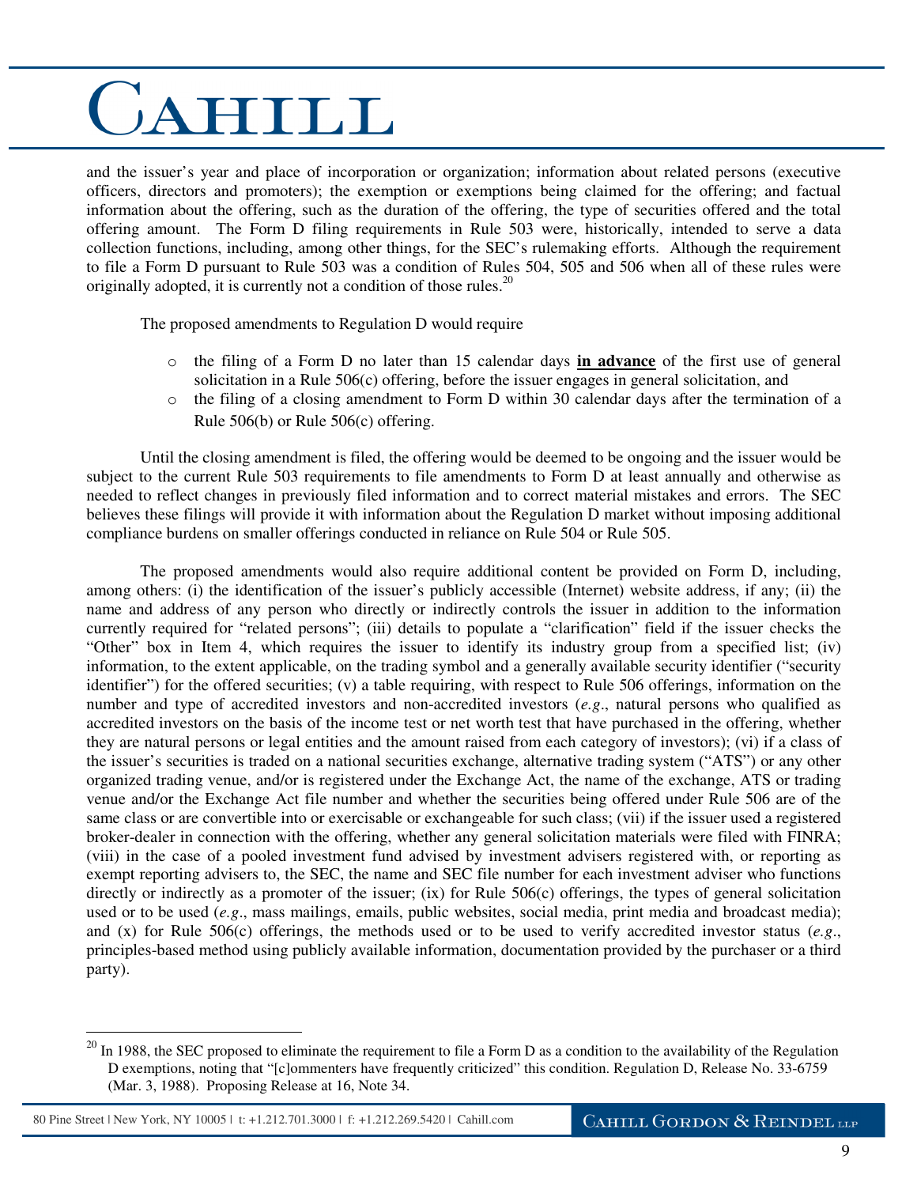and the issuer's year and place of incorporation or organization; information about related persons (executive officers, directors and promoters); the exemption or exemptions being claimed for the offering; and factual information about the offering, such as the duration of the offering, the type of securities offered and the total offering amount. The Form D filing requirements in Rule 503 were, historically, intended to serve a data collection functions, including, among other things, for the SEC's rulemaking efforts. Although the requirement to file a Form D pursuant to Rule 503 was a condition of Rules 504, 505 and 506 when all of these rules were originally adopted, it is currently not a condition of those rules.[20]

The proposed amendments to Regulation D would require

- the filing of a Form D no later than 15 calendar days **in advance** of the first use of general solicitation in a Rule 506(c) offering, before the issuer engages in general solicitation, and
- the filing of a closing amendment to Form D within 30 calendar days after the termination of a Rule 506(b) or Rule 506(c) offering.

Until the closing amendment is filed, the offering would be deemed to be ongoing and the issuer would be subject to the current Rule 503 requirements to file amendments to Form D at least annually and otherwise as needed to reflect changes in previously filed information and to correct material mistakes and errors. The SEC believes these filings will provide it with information about the Regulation D market without imposing additional compliance burdens on smaller offerings conducted in reliance on Rule 504 or Rule 505.

The proposed amendments would also require additional content be provided on Form D, including, among others: (i) the identification of the issuer's publicly accessible (Internet) website address, if any; (ii) the name and address of any person who directly or indirectly controls the issuer in addition to the information currently required for "related persons"; (iii) details to populate a "clarification" field if the issuer checks the "Other" box in Item 4, which requires the issuer to identify its industry group from a specified list; (iv) information, to the extent applicable, on the trading symbol and a generally available security identifier ("security identifier") for the offered securities; (v) a table requiring, with respect to Rule 506 offerings, information on the number and type of accredited investors and non-accredited investors (*e.g*., natural persons who qualified as accredited investors on the basis of the income test or net worth test that have purchased in the offering, whether they are natural persons or legal entities and the amount raised from each category of investors); (vi) if a class of the issuer's securities is traded on a national securities exchange, alternative trading system ("ATS") or any other organized trading venue, and/or is registered under the Exchange Act, the name of the exchange, ATS or trading venue and/or the Exchange Act file number and whether the securities being offered under Rule 506 are of the same class or are convertible into or exercisable or exchangeable for such class; (vii) if the issuer used a registered broker-dealer in connection with the offering, whether any general solicitation materials were filed with FINRA; (viii) in the case of a pooled investment fund advised by investment advisers registered with, or reporting as exempt reporting advisers to, the SEC, the name and SEC file number for each investment adviser who functions directly or indirectly as a promoter of the issuer; (ix) for Rule 506(c) offerings, the types of general solicitation used or to be used (*e.g*., mass mailings, emails, public websites, social media, print media and broadcast media); and (x) for Rule 506(c) offerings, the methods used or to be used to verify accredited investor status (*e.g*., principles-based method using publicly available information, documentation provided by the purchaser or a third party).

---

[20] In 1988, the SEC proposed to eliminate the requirement to file a Form D as a condition to the availability of the Regulation D exemptions, noting that "[c]ommenters have frequently criticized" this condition. Regulation D, Release No. 33-6759 (Mar. 3, 1988). Proposing Release at 16, Note 34.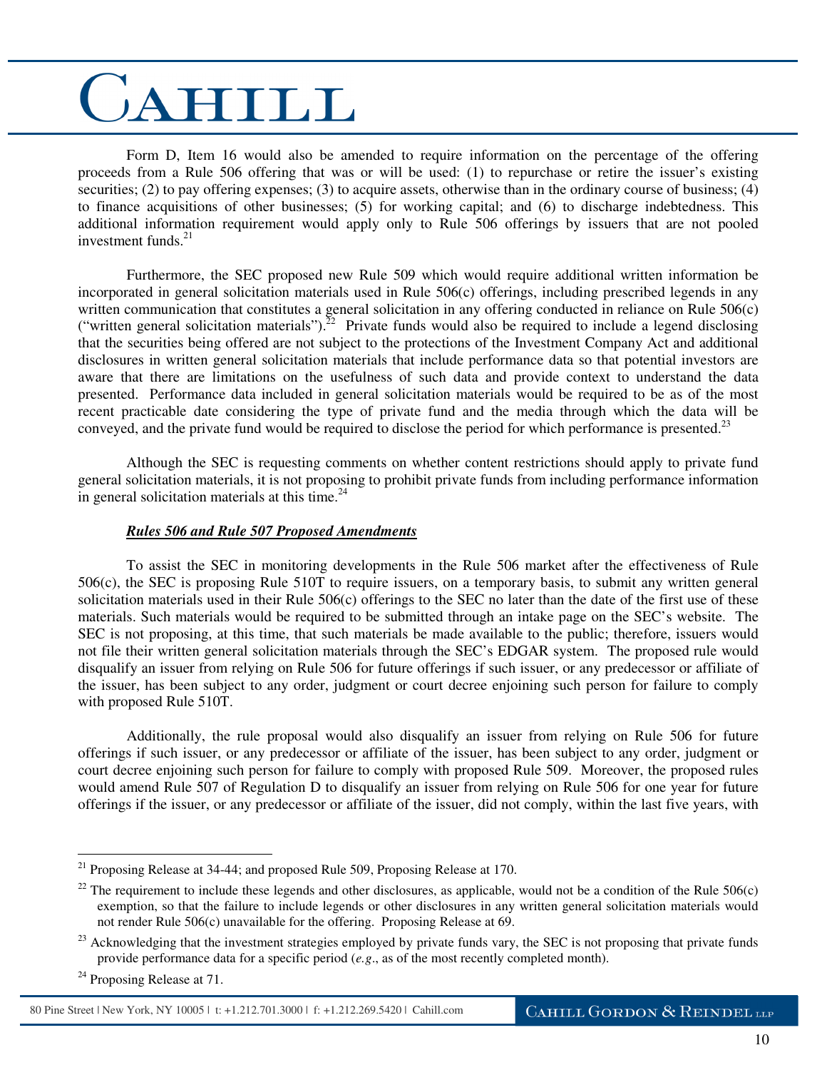Form D, Item 16 would also be amended to require information on the percentage of the offering proceeds from a Rule 506 offering that was or will be used: (1) to repurchase or retire the issuer's existing securities; (2) to pay offering expenses; (3) to acquire assets, otherwise than in the ordinary course of business; (4) to finance acquisitions of other businesses; (5) for working capital; and (6) to discharge indebtedness. This additional information requirement would apply only to Rule 506 offerings by issuers that are not pooled investment funds.[21]

Furthermore, the SEC proposed new Rule 509 which would require additional written information be incorporated in general solicitation materials used in Rule 506(c) offerings, including prescribed legends in any written communication that constitutes a general solicitation in any offering conducted in reliance on Rule 506(c) ("written general solicitation materials").[22] Private funds would also be required to include a legend disclosing that the securities being offered are not subject to the protections of the Investment Company Act and additional disclosures in written general solicitation materials that include performance data so that potential investors are aware that there are limitations on the usefulness of such data and provide context to understand the data presented. Performance data included in general solicitation materials would be required to be as of the most recent practicable date considering the type of private fund and the media through which the data will be conveyed, and the private fund would be required to disclose the period for which performance is presented.[23]

Although the SEC is requesting comments on whether content restrictions should apply to private fund general solicitation materials, it is not proposing to prohibit private funds from including performance information in general solicitation materials at this time.[24]

***Rules 506 and Rule 507 Proposed Amendments***

To assist the SEC in monitoring developments in the Rule 506 market after the effectiveness of Rule 506(c), the SEC is proposing Rule 510T to require issuers, on a temporary basis, to submit any written general solicitation materials used in their Rule 506(c) offerings to the SEC no later than the date of the first use of these materials. Such materials would be required to be submitted through an intake page on the SEC's website. The SEC is not proposing, at this time, that such materials be made available to the public; therefore, issuers would not file their written general solicitation materials through the SEC's EDGAR system. The proposed rule would disqualify an issuer from relying on Rule 506 for future offerings if such issuer, or any predecessor or affiliate of the issuer, has been subject to any order, judgment or court decree enjoining such person for failure to comply with proposed Rule 510T.

Additionally, the rule proposal would also disqualify an issuer from relying on Rule 506 for future offerings if such issuer, or any predecessor or affiliate of the issuer, has been subject to any order, judgment or court decree enjoining such person for failure to comply with proposed Rule 509. Moreover, the proposed rules would amend Rule 507 of Regulation D to disqualify an issuer from relying on Rule 506 for one year for future offerings if the issuer, or any predecessor or affiliate of the issuer, did not comply, within the last five years, with

---

[21] Proposing Release at 34-44; and proposed Rule 509, Proposing Release at 170.

[22] The requirement to include these legends and other disclosures, as applicable, would not be a condition of the Rule 506(c) exemption, so that the failure to include legends or other disclosures in any written general solicitation materials would not render Rule 506(c) unavailable for the offering. Proposing Release at 69.

[23] Acknowledging that the investment strategies employed by private funds vary, the SEC is not proposing that private funds provide performance data for a specific period (*e.g*., as of the most recently completed month).

[24] Proposing Release at 71.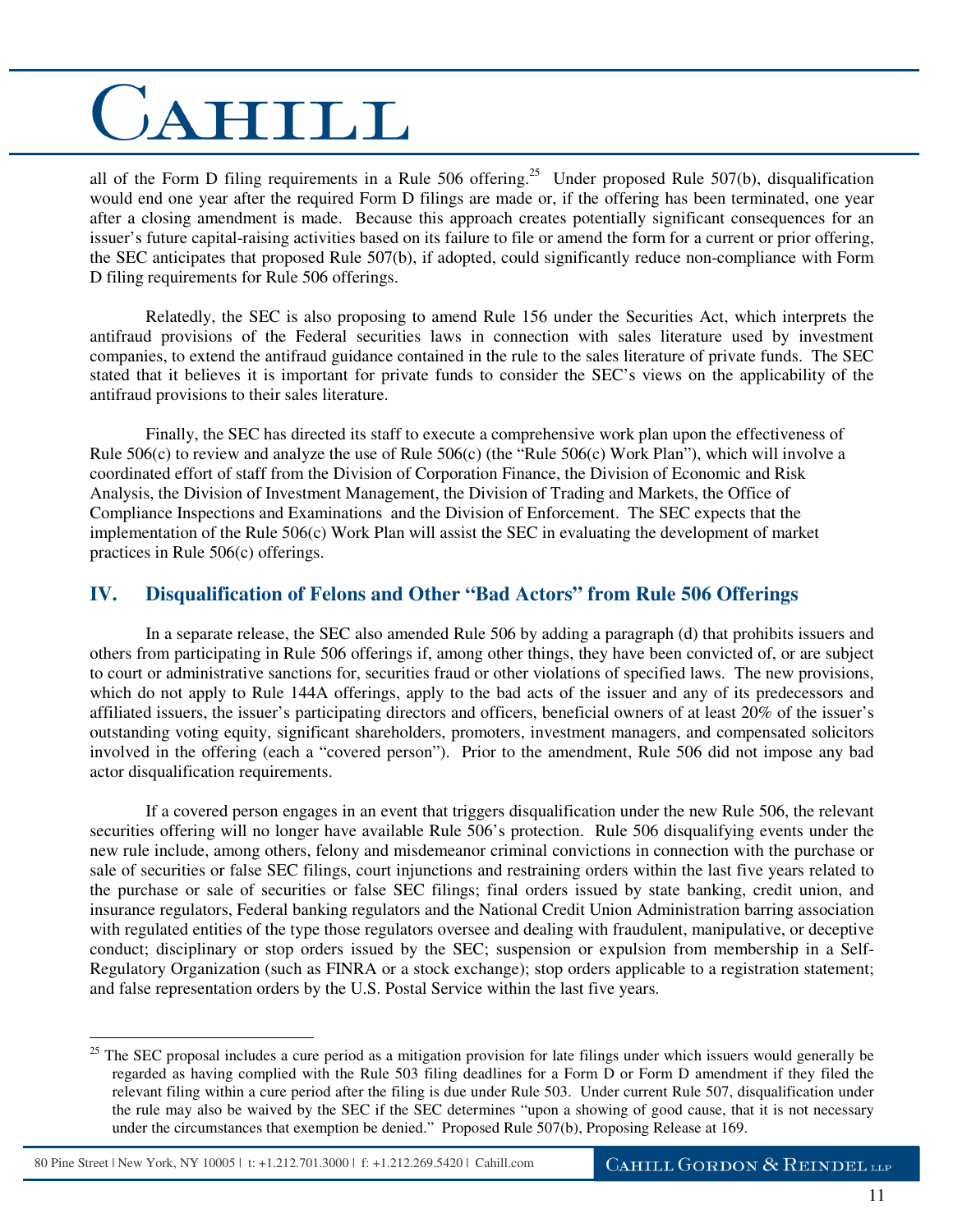all of the Form D filing requirements in a Rule 506 offering.[25] Under proposed Rule 507(b), disqualification would end one year after the required Form D filings are made or, if the offering has been terminated, one year after a closing amendment is made. Because this approach creates potentially significant consequences for an issuer's future capital-raising activities based on its failure to file or amend the form for a current or prior offering, the SEC anticipates that proposed Rule 507(b), if adopted, could significantly reduce non-compliance with Form D filing requirements for Rule 506 offerings.

Relatedly, the SEC is also proposing to amend Rule 156 under the Securities Act, which interprets the antifraud provisions of the Federal securities laws in connection with sales literature used by investment companies, to extend the antifraud guidance contained in the rule to the sales literature of private funds. The SEC stated that it believes it is important for private funds to consider the SEC's views on the applicability of the antifraud provisions to their sales literature.

Finally, the SEC has directed its staff to execute a comprehensive work plan upon the effectiveness of Rule 506(c) to review and analyze the use of Rule 506(c) (the "Rule 506(c) Work Plan"), which will involve a coordinated effort of staff from the Division of Corporation Finance, the Division of Economic and Risk Analysis, the Division of Investment Management, the Division of Trading and Markets, the Office of Compliance Inspections and Examinations and the Division of Enforcement. The SEC expects that the implementation of the Rule 506(c) Work Plan will assist the SEC in evaluating the development of market practices in Rule 506(c) offerings.

## IV. Disqualification of Felons and Other "Bad Actors" from Rule 506 Offerings

In a separate release, the SEC also amended Rule 506 by adding a paragraph (d) that prohibits issuers and others from participating in Rule 506 offerings if, among other things, they have been convicted of, or are subject to court or administrative sanctions for, securities fraud or other violations of specified laws. The new provisions, which do not apply to Rule 144A offerings, apply to the bad acts of the issuer and any of its predecessors and affiliated issuers, the issuer's participating directors and officers, beneficial owners of at least 20% of the issuer's outstanding voting equity, significant shareholders, promoters, investment managers, and compensated solicitors involved in the offering (each a "covered person"). Prior to the amendment, Rule 506 did not impose any bad actor disqualification requirements.

If a covered person engages in an event that triggers disqualification under the new Rule 506, the relevant securities offering will no longer have available Rule 506's protection. Rule 506 disqualifying events under the new rule include, among others, felony and misdemeanor criminal convictions in connection with the purchase or sale of securities or false SEC filings, court injunctions and restraining orders within the last five years related to the purchase or sale of securities or false SEC filings; final orders issued by state banking, credit union, and insurance regulators, Federal banking regulators and the National Credit Union Administration barring association with regulated entities of the type those regulators oversee and dealing with fraudulent, manipulative, or deceptive conduct; disciplinary or stop orders issued by the SEC; suspension or expulsion from membership in a Self-Regulatory Organization (such as FINRA or a stock exchange); stop orders applicable to a registration statement; and false representation orders by the U.S. Postal Service within the last five years.

---

[25] The SEC proposal includes a cure period as a mitigation provision for late filings under which issuers would generally be regarded as having complied with the Rule 503 filing deadlines for a Form D or Form D amendment if they filed the relevant filing within a cure period after the filing is due under Rule 503. Under current Rule 507, disqualification under the rule may also be waived by the SEC if the SEC determines "upon a showing of good cause, that it is not necessary under the circumstances that exemption be denied." Proposed Rule 507(b), Proposing Release at 169.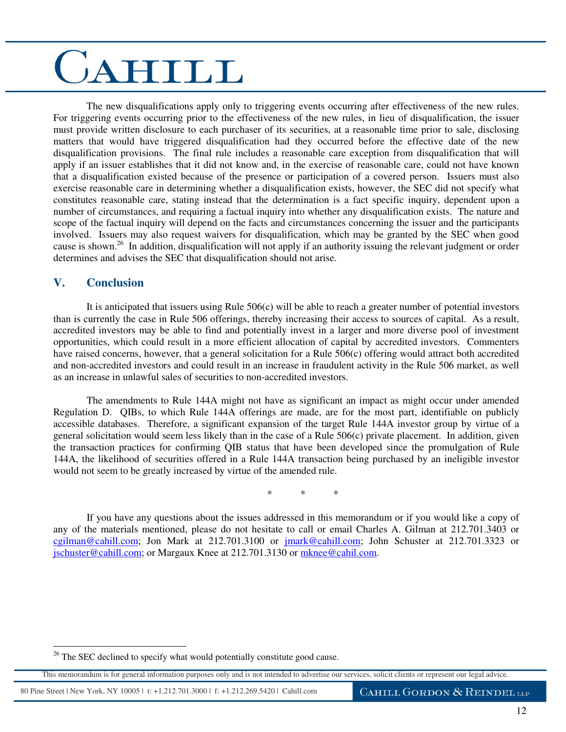The new disqualifications apply only to triggering events occurring after effectiveness of the new rules. For triggering events occurring prior to the effectiveness of the new rules, in lieu of disqualification, the issuer must provide written disclosure to each purchaser of its securities, at a reasonable time prior to sale, disclosing matters that would have triggered disqualification had they occurred before the effective date of the new disqualification provisions. The final rule includes a reasonable care exception from disqualification that will apply if an issuer establishes that it did not know and, in the exercise of reasonable care, could not have known that a disqualification existed because of the presence or participation of a covered person. Issuers must also exercise reasonable care in determining whether a disqualification exists, however, the SEC did not specify what constitutes reasonable care, stating instead that the determination is a fact specific inquiry, dependent upon a number of circumstances, and requiring a factual inquiry into whether any disqualification exists. The nature and scope of the factual inquiry will depend on the facts and circumstances concerning the issuer and the participants involved. Issuers may also request waivers for disqualification, which may be granted by the SEC when good cause is shown.[26] In addition, disqualification will not apply if an authority issuing the relevant judgment or order determines and advises the SEC that disqualification should not arise.

## V. Conclusion

It is anticipated that issuers using Rule 506(c) will be able to reach a greater number of potential investors than is currently the case in Rule 506 offerings, thereby increasing their access to sources of capital. As a result, accredited investors may be able to find and potentially invest in a larger and more diverse pool of investment opportunities, which could result in a more efficient allocation of capital by accredited investors. Commenters have raised concerns, however, that a general solicitation for a Rule 506(c) offering would attract both accredited and non-accredited investors and could result in an increase in fraudulent activity in the Rule 506 market, as well as an increase in unlawful sales of securities to non-accredited investors.

The amendments to Rule 144A might not have as significant an impact as might occur under amended Regulation D. QIBs, to which Rule 144A offerings are made, are for the most part, identifiable on publicly accessible databases. Therefore, a significant expansion of the target Rule 144A investor group by virtue of a general solicitation would seem less likely than in the case of a Rule 506(c) private placement. In addition, given the transaction practices for confirming QIB status that have been developed since the promulgation of Rule 144A, the likelihood of securities offered in a Rule 144A transaction being purchased by an ineligible investor would not seem to be greatly increased by virtue of the amended rule.

\* \* \*

If you have any questions about the issues addressed in this memorandum or if you would like a copy of any of the materials mentioned, please do not hesitate to call or email Charles A. Gilman at 212.701.3403 or cgilman@cahill.com; Jon Mark at 212.701.3100 or jmark@cahill.com; John Schuster at 212.701.3323 or jschuster@cahill.com; or Margaux Knee at 212.701.3130 or mknee@cahil.com.

[26] The SEC declined to specify what would potentially constitute good cause.

This memorandum is for general information purposes only and is not intended to advertise our services, solicit clients or represent our legal advice.